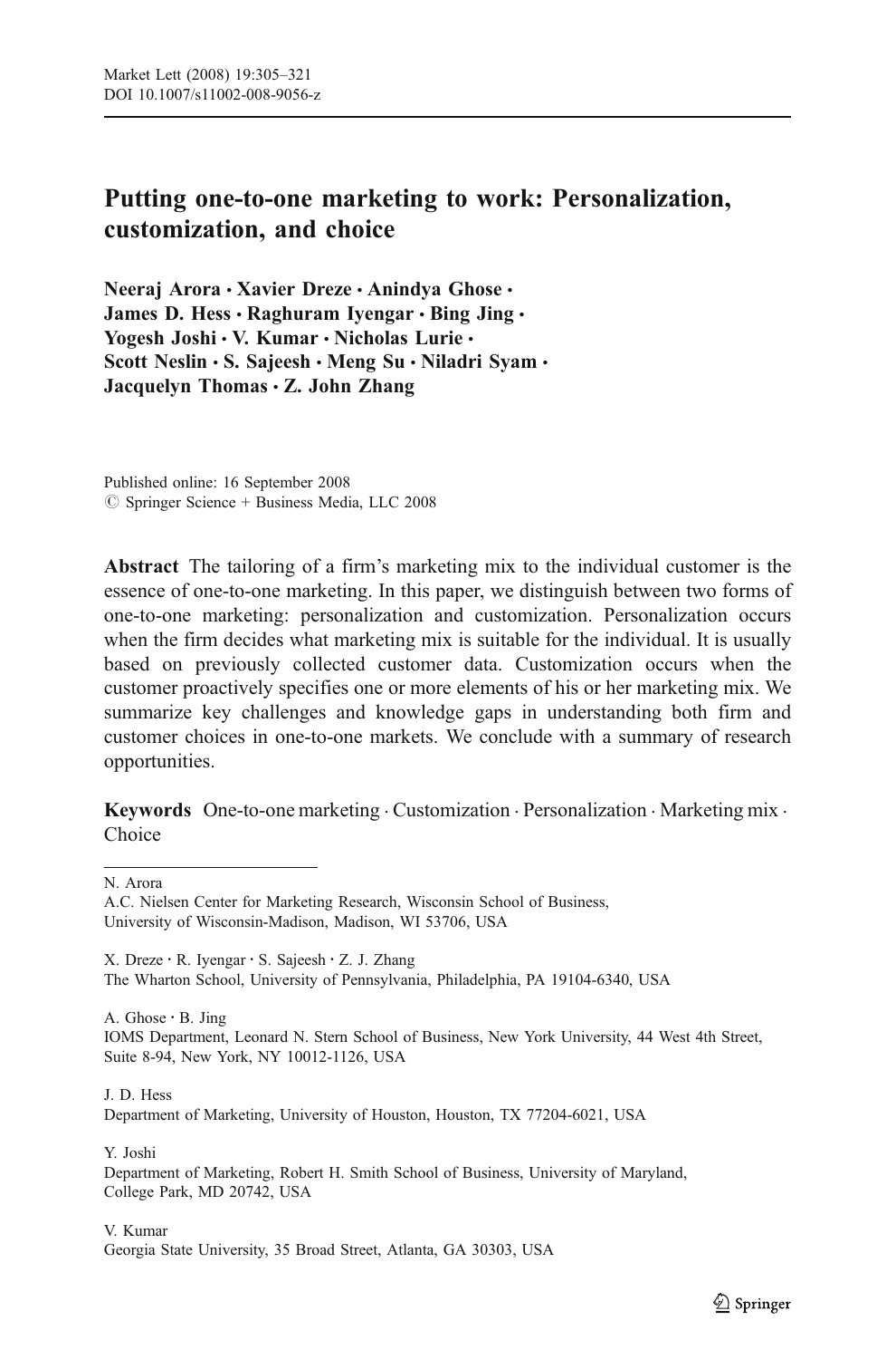# Putting one-to-one marketing to work: Personalization, customization, and choice

**Neeraj Arora · Xavier Dreze · Anindya Ghose · James D. Hess · Raghuram Iyengar · Bing Jing · Yogesh Joshi · V. Kumar · Nicholas Lurie · Scott Neslin · S. Sajeesh · Meng Su · Niladri Syam · Jacquelyn Thomas · Z. John Zhang**

Published online: 16 September 2008
© Springer Science + Business Media, LLC 2008

**Abstract** The tailoring of a firm's marketing mix to the individual customer is the essence of one-to-one marketing. In this paper, we distinguish between two forms of one-to-one marketing: personalization and customization. Personalization occurs when the firm decides what marketing mix is suitable for the individual. It is usually based on previously collected customer data. Customization occurs when the customer proactively specifies one or more elements of his or her marketing mix. We summarize key challenges and knowledge gaps in understanding both firm and customer choices in one-to-one markets. We conclude with a summary of research opportunities.

**Keywords** One-to-one marketing · Customization · Personalization · Marketing mix · Choice

N. Arora
A.C. Nielsen Center for Marketing Research, Wisconsin School of Business, University of Wisconsin-Madison, Madison, WI 53706, USA

X. Dreze · R. Iyengar · S. Sajeesh · Z. J. Zhang
The Wharton School, University of Pennsylvania, Philadelphia, PA 19104-6340, USA

A. Ghose · B. Jing
IOMS Department, Leonard N. Stern School of Business, New York University, 44 West 4th Street, Suite 8-94, New York, NY 10012-1126, USA

J. D. Hess
Department of Marketing, University of Houston, Houston, TX 77204-6021, USA

Y. Joshi
Department of Marketing, Robert H. Smith School of Business, University of Maryland, College Park, MD 20742, USA

V. Kumar
Georgia State University, 35 Broad Street, Atlanta, GA 30303, USA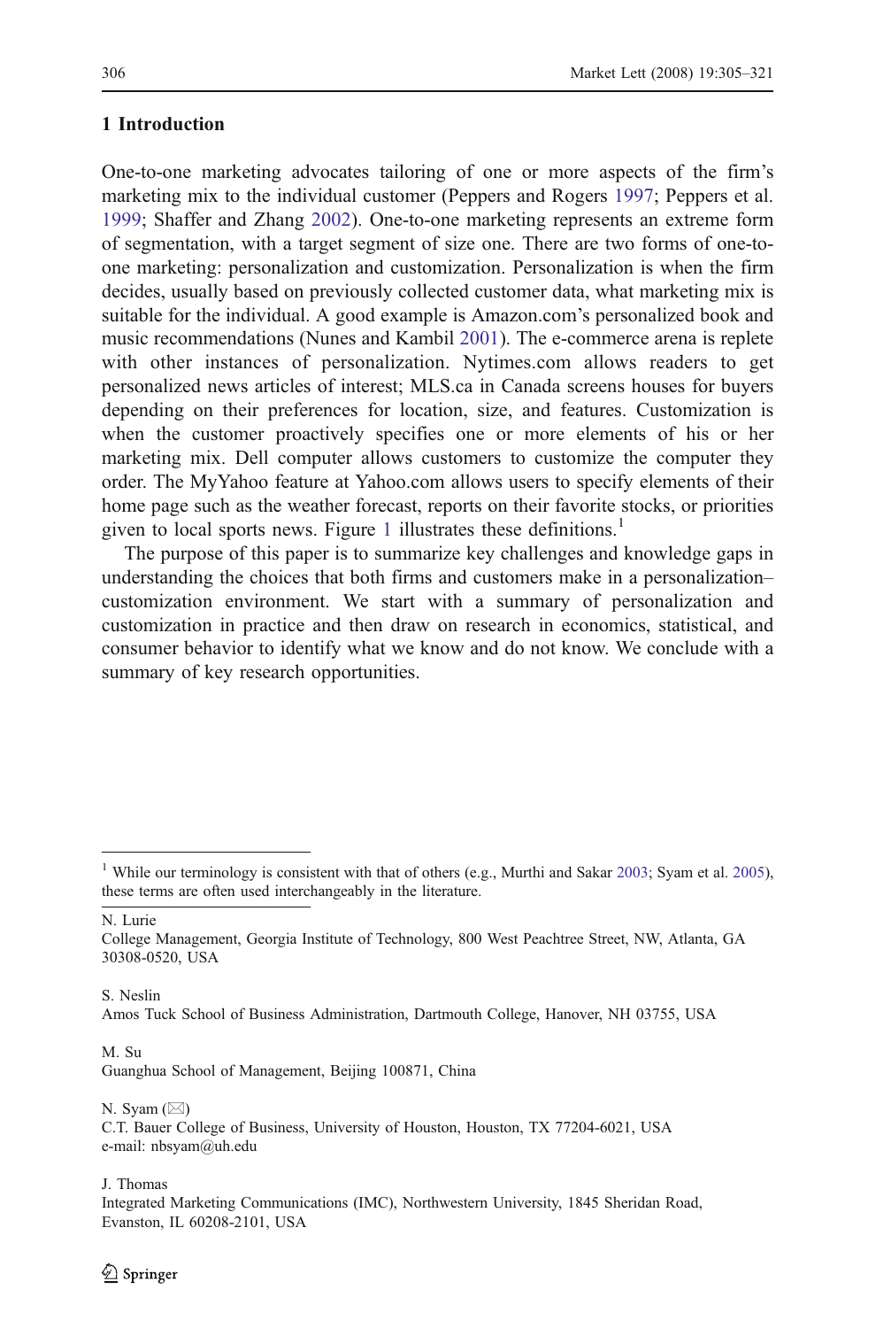## 1 Introduction

One-to-one marketing advocates tailoring of one or more aspects of the firm's marketing mix to the individual customer (Peppers and Rogers 1997; Peppers et al. 1999; Shaffer and Zhang 2002). One-to-one marketing represents an extreme form of segmentation, with a target segment of size one. There are two forms of one-to-one marketing: personalization and customization. Personalization is when the firm decides, usually based on previously collected customer data, what marketing mix is suitable for the individual. A good example is Amazon.com's personalized book and music recommendations (Nunes and Kambil 2001). The e-commerce arena is replete with other instances of personalization. Nytimes.com allows readers to get personalized news articles of interest; MLS.ca in Canada screens houses for buyers depending on their preferences for location, size, and features. Customization is when the customer proactively specifies one or more elements of his or her marketing mix. Dell computer allows customers to customize the computer they order. The MyYahoo feature at Yahoo.com allows users to specify elements of their home page such as the weather forecast, reports on their favorite stocks, or priorities given to local sports news. Figure 1 illustrates these definitions.[1]

The purpose of this paper is to summarize key challenges and knowledge gaps in understanding the choices that both firms and customers make in a personalization–customization environment. We start with a summary of personalization and customization in practice and then draw on research in economics, statistical, and consumer behavior to identify what we know and do not know. We conclude with a summary of key research opportunities.

[1] While our terminology is consistent with that of others (e.g., Murthi and Sakar 2003; Syam et al. 2005), these terms are often used interchangeably in the literature.

N. Lurie
College Management, Georgia Institute of Technology, 800 West Peachtree Street, NW, Atlanta, GA 30308-0520, USA

S. Neslin
Amos Tuck School of Business Administration, Dartmouth College, Hanover, NH 03755, USA

M. Su
Guanghua School of Management, Beijing 100871, China

N. Syam (✉)
C.T. Bauer College of Business, University of Houston, Houston, TX 77204-6021, USA
e-mail: nbsyam@uh.edu

J. Thomas
Integrated Marketing Communications (IMC), Northwestern University, 1845 Sheridan Road, Evanston, IL 60208-2101, USA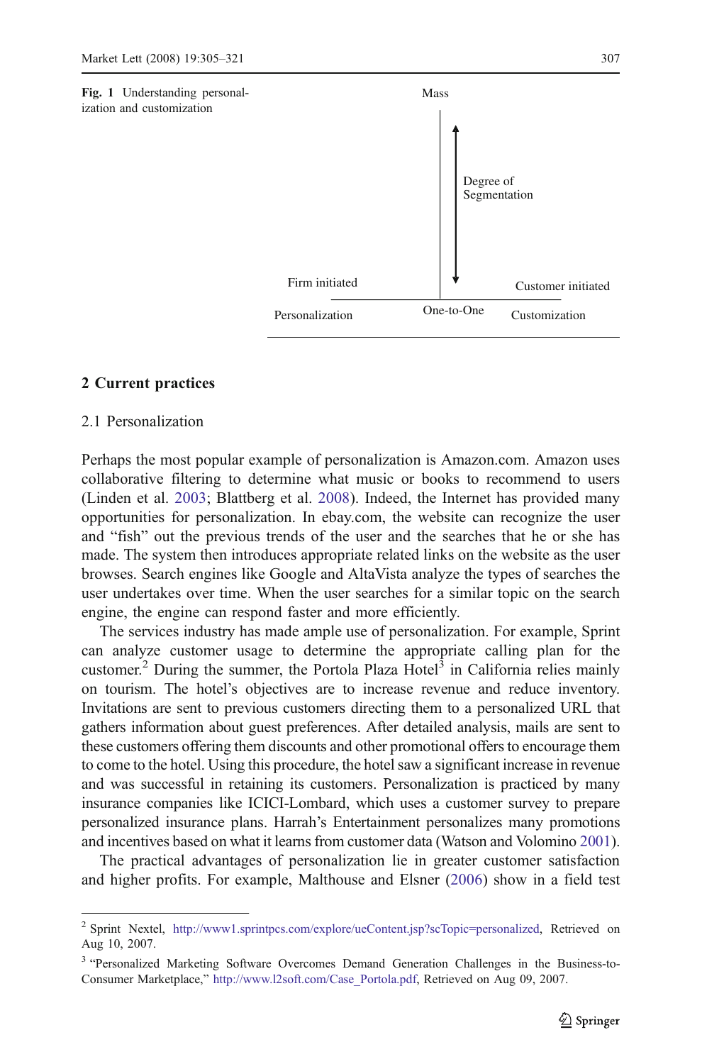**Fig. 1** Understanding personalization and customization

Mass

Degree of Segmentation

Firm initiated

Customer initiated

Personalization

One-to-One

Customization

## 2 Current practices

### 2.1 Personalization

Perhaps the most popular example of personalization is Amazon.com. Amazon uses collaborative filtering to determine what music or books to recommend to users (Linden et al. 2003; Blattberg et al. 2008). Indeed, the Internet has provided many opportunities for personalization. In ebay.com, the website can recognize the user and "fish" out the previous trends of the user and the searches that he or she has made. The system then introduces appropriate related links on the website as the user browses. Search engines like Google and AltaVista analyze the types of searches the user undertakes over time. When the user searches for a similar topic on the search engine, the engine can respond faster and more efficiently.

The services industry has made ample use of personalization. For example, Sprint can analyze customer usage to determine the appropriate calling plan for the customer.[2] During the summer, the Portola Plaza Hotel[3] in California relies mainly on tourism. The hotel's objectives are to increase revenue and reduce inventory. Invitations are sent to previous customers directing them to a personalized URL that gathers information about guest preferences. After detailed analysis, mails are sent to these customers offering them discounts and other promotional offers to encourage them to come to the hotel. Using this procedure, the hotel saw a significant increase in revenue and was successful in retaining its customers. Personalization is practiced by many insurance companies like ICICI-Lombard, which uses a customer survey to prepare personalized insurance plans. Harrah's Entertainment personalizes many promotions and incentives based on what it learns from customer data (Watson and Volonimo 2001).

The practical advantages of personalization lie in greater customer satisfaction and higher profits. For example, Malthouse and Elsner (2006) show in a field test

---

[2] Sprint Nextel, http://www1.sprintpcs.com/explore/ueContent.jsp?scTopic=personalized, Retrieved on Aug 10, 2007.

[3] "Personalized Marketing Software Overcomes Demand Generation Challenges in the Business-to-Consumer Marketplace," http://www.l2soft.com/Case_Portola.pdf, Retrieved on Aug 09, 2007.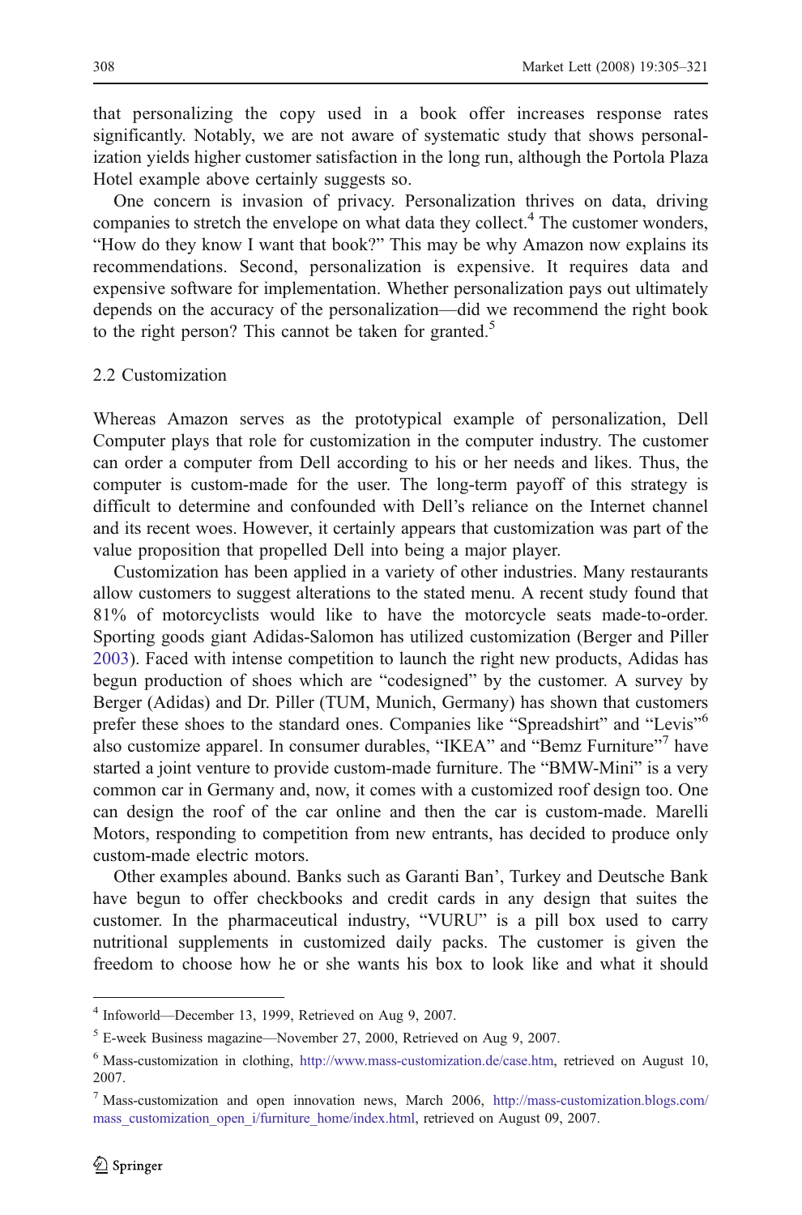that personalizing the copy used in a book offer increases response rates significantly. Notably, we are not aware of systematic study that shows personalization yields higher customer satisfaction in the long run, although the Portola Plaza Hotel example above certainly suggests so.

One concern is invasion of privacy. Personalization thrives on data, driving companies to stretch the envelope on what data they collect.[4] The customer wonders, "How do they know I want that book?" This may be why Amazon now explains its recommendations. Second, personalization is expensive. It requires data and expensive software for implementation. Whether personalization pays out ultimately depends on the accuracy of the personalization—did we recommend the right book to the right person? This cannot be taken for granted.[5]

### 2.2 Customization

Whereas Amazon serves as the prototypical example of personalization, Dell Computer plays that role for customization in the computer industry. The customer can order a computer from Dell according to his or her needs and likes. Thus, the computer is custom-made for the user. The long-term payoff of this strategy is difficult to determine and confounded with Dell's reliance on the Internet channel and its recent woes. However, it certainly appears that customization was part of the value proposition that propelled Dell into being a major player.

Customization has been applied in a variety of other industries. Many restaurants allow customers to suggest alterations to the stated menu. A recent study found that 81% of motorcyclists would like to have the motorcycle seats made-to-order. Sporting goods giant Adidas-Salomon has utilized customization (Berger and Piller 2003). Faced with intense competition to launch the right new products, Adidas has begun production of shoes which are "codesigned" by the customer. A survey by Berger (Adidas) and Dr. Piller (TUM, Munich, Germany) has shown that customers prefer these shoes to the standard ones. Companies like "Spreadshirt" and "Levis"[6] also customize apparel. In consumer durables, "IKEA" and "Bemz Furniture"[7] have started a joint venture to provide custom-made furniture. The "BMW-Mini" is a very common car in Germany and, now, it comes with a customized roof design too. One can design the roof of the car online and then the car is custom-made. Marelli Motors, responding to competition from new entrants, has decided to produce only custom-made electric motors.

Other examples abound. Banks such as Garanti Ban', Turkey and Deutsche Bank have begun to offer checkbooks and credit cards in any design that suites the customer. In the pharmaceutical industry, "VURU" is a pill box used to carry nutritional supplements in customized daily packs. The customer is given the freedom to choose how he or she wants his box to look like and what it should

[4] Infoworld—December 13, 1999, Retrieved on Aug 9, 2007.

[5] E-week Business magazine—November 27, 2000, Retrieved on Aug 9, 2007.

[6] Mass-customization in clothing, http://www.mass-customization.de/case.htm, retrieved on August 10, 2007.

[7] Mass-customization and open innovation news, March 2006, http://mass-customization.blogs.com/mass_customization_open_i/furniture_home/index.html, retrieved on August 09, 2007.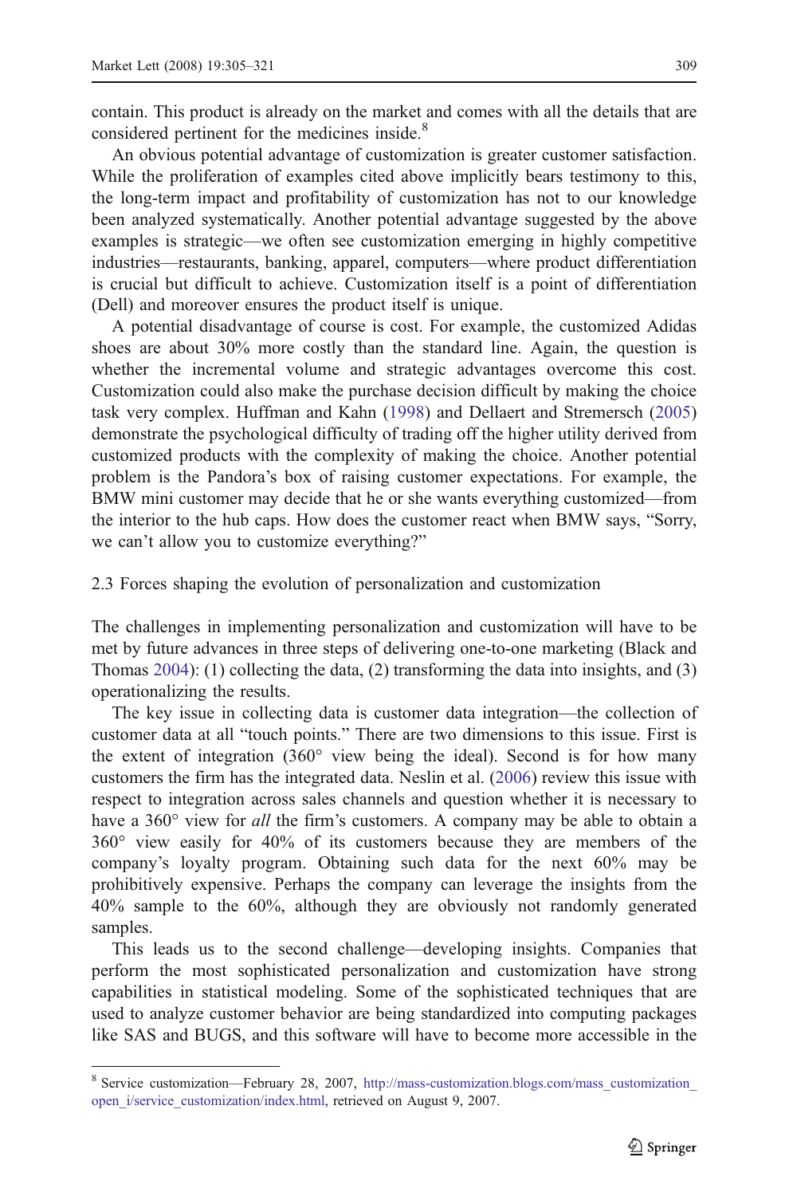contain. This product is already on the market and comes with all the details that are considered pertinent for the medicines inside.[8]

An obvious potential advantage of customization is greater customer satisfaction. While the proliferation of examples cited above implicitly bears testimony to this, the long-term impact and profitability of customization has not to our knowledge been analyzed systematically. Another potential advantage suggested by the above examples is strategic—we often see customization emerging in highly competitive industries—restaurants, banking, apparel, computers—where product differentiation is crucial but difficult to achieve. Customization itself is a point of differentiation (Dell) and moreover ensures the product itself is unique.

A potential disadvantage of course is cost. For example, the customized Adidas shoes are about 30% more costly than the standard line. Again, the question is whether the incremental volume and strategic advantages overcome this cost. Customization could also make the purchase decision difficult by making the choice task very complex. Huffman and Kahn (1998) and Dellaert and Stremersch (2005) demonstrate the psychological difficulty of trading off the higher utility derived from customized products with the complexity of making the choice. Another potential problem is the Pandora's box of raising customer expectations. For example, the BMW mini customer may decide that he or she wants everything customized—from the interior to the hub caps. How does the customer react when BMW says, "Sorry, we can't allow you to customize everything?"

### 2.3 Forces shaping the evolution of personalization and customization

The challenges in implementing personalization and customization will have to be met by future advances in three steps of delivering one-to-one marketing (Black and Thomas 2004): (1) collecting the data, (2) transforming the data into insights, and (3) operationalizing the results.

The key issue in collecting data is customer data integration—the collection of customer data at all "touch points." There are two dimensions to this issue. First is the extent of integration (360° view being the ideal). Second is for how many customers the firm has the integrated data. Neslin et al. (2006) review this issue with respect to integration across sales channels and question whether it is necessary to have a 360° view for *all* the firm's customers. A company may be able to obtain a 360° view easily for 40% of its customers because they are members of the company's loyalty program. Obtaining such data for the next 60% may be prohibitively expensive. Perhaps the company can leverage the insights from the 40% sample to the 60%, although they are obviously not randomly generated samples.

This leads us to the second challenge—developing insights. Companies that perform the most sophisticated personalization and customization have strong capabilities in statistical modeling. Some of the sophisticated techniques that are used to analyze customer behavior are being standardized into computing packages like SAS and BUGS, and this software will have to become more accessible in the

---

[8] Service customization—February 28, 2007, http://mass-customization.blogs.com/mass_customization_open_i/service_customization/index.html, retrieved on August 9, 2007.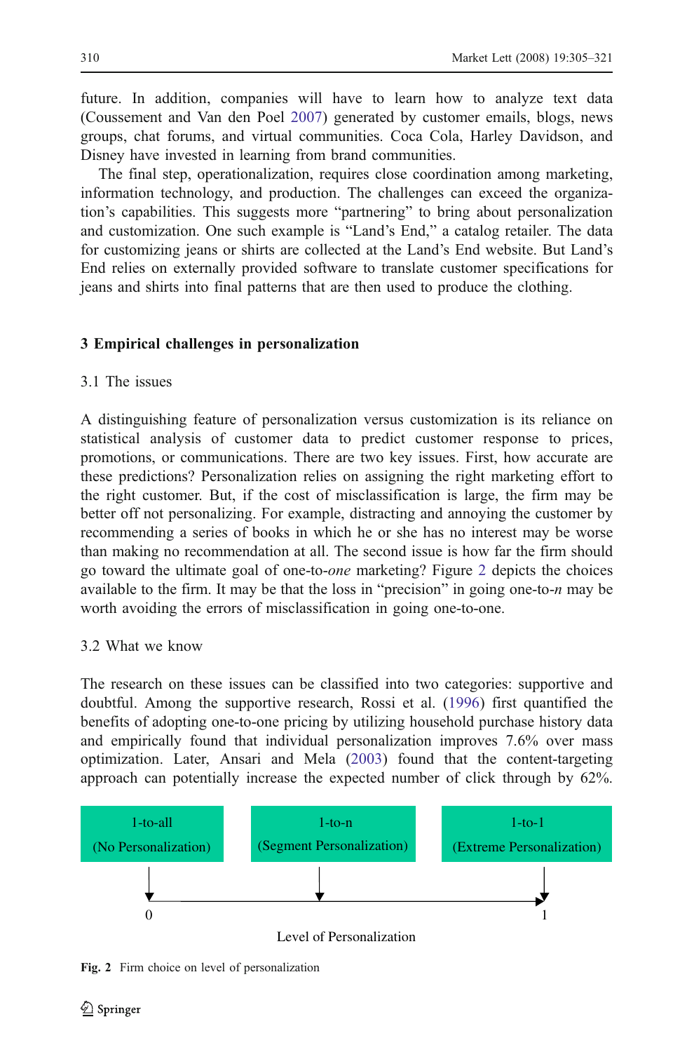future. In addition, companies will have to learn how to analyze text data (Coussement and Van den Poel 2007) generated by customer emails, blogs, news groups, chat forums, and virtual communities. Coca Cola, Harley Davidson, and Disney have invested in learning from brand communities.

The final step, operationalization, requires close coordination among marketing, information technology, and production. The challenges can exceed the organization's capabilities. This suggests more "partnering" to bring about personalization and customization. One such example is "Land's End," a catalog retailer. The data for customizing jeans or shirts are collected at the Land's End website. But Land's End relies on externally provided software to translate customer specifications for jeans and shirts into final patterns that are then used to produce the clothing.

## 3 Empirical challenges in personalization

### 3.1 The issues

A distinguishing feature of personalization versus customization is its reliance on statistical analysis of customer data to predict customer response to prices, promotions, or communications. There are two key issues. First, how accurate are these predictions? Personalization relies on assigning the right marketing effort to the right customer. But, if the cost of misclassification is large, the firm may be better off not personalizing. For example, distracting and annoying the customer by recommending a series of books in which he or she has no interest may be worse than making no recommendation at all. The second issue is how far the firm should go toward the ultimate goal of one-to-*one* marketing? Figure 2 depicts the choices available to the firm. It may be that the loss in "precision" in going one-to-*n* may be worth avoiding the errors of misclassification in going one-to-one.

### 3.2 What we know

The research on these issues can be classified into two categories: supportive and doubtful. Among the supportive research, Rossi et al. (1996) first quantified the benefits of adopting one-to-one pricing by utilizing household purchase history data and empirically found that individual personalization improves 7.6% over mass optimization. Later, Ansari and Mela (2003) found that the content-targeting approach can potentially increase the expected number of click through by 62%.

| 1-to-all (No Personalization) | 1-to-n (Segment Personalization) | 1-to-1 (Extreme Personalization) |
|---|---|---|
| 0 | | 1 |

Level of Personalization

**Fig. 2** Firm choice on level of personalization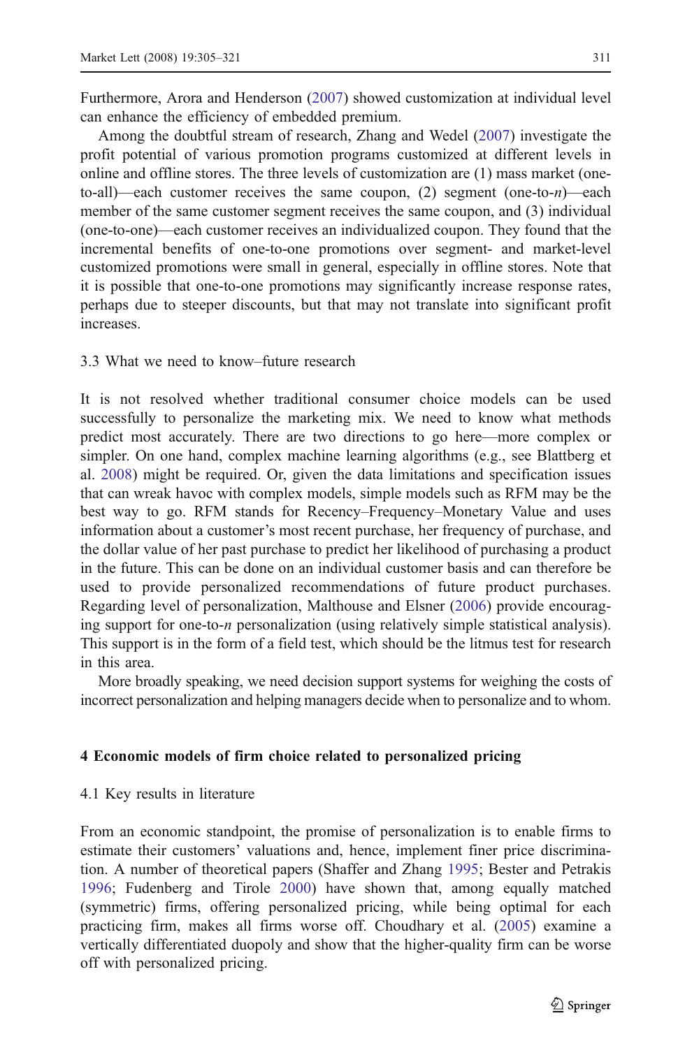Furthermore, Arora and Henderson (2007) showed customization at individual level can enhance the efficiency of embedded premium.

Among the doubtful stream of research, Zhang and Wedel (2007) investigate the profit potential of various promotion programs customized at different levels in online and offline stores. The three levels of customization are (1) mass market (one-to-all)—each customer receives the same coupon, (2) segment (one-to-*n*)—each member of the same customer segment receives the same coupon, and (3) individual (one-to-one)—each customer receives an individualized coupon. They found that the incremental benefits of one-to-one promotions over segment- and market-level customized promotions were small in general, especially in offline stores. Note that it is possible that one-to-one promotions may significantly increase response rates, perhaps due to steeper discounts, but that may not translate into significant profit increases.

### 3.3 What we need to know–future research

It is not resolved whether traditional consumer choice models can be used successfully to personalize the marketing mix. We need to know what methods predict most accurately. There are two directions to go here—more complex or simpler. On one hand, complex machine learning algorithms (e.g., see Blattberg et al. 2008) might be required. Or, given the data limitations and specification issues that can wreak havoc with complex models, simple models such as RFM may be the best way to go. RFM stands for Recency–Frequency–Monetary Value and uses information about a customer's most recent purchase, her frequency of purchase, and the dollar value of her past purchase to predict her likelihood of purchasing a product in the future. This can be done on an individual customer basis and can therefore be used to provide personalized recommendations of future product purchases. Regarding level of personalization, Malthouse and Elsner (2006) provide encouraging support for one-to-*n* personalization (using relatively simple statistical analysis). This support is in the form of a field test, which should be the litmus test for research in this area.

More broadly speaking, we need decision support systems for weighing the costs of incorrect personalization and helping managers decide when to personalize and to whom.

## 4 Economic models of firm choice related to personalized pricing

### 4.1 Key results in literature

From an economic standpoint, the promise of personalization is to enable firms to estimate their customers' valuations and, hence, implement finer price discrimination. A number of theoretical papers (Shaffer and Zhang 1995; Bester and Petrakis 1996; Fudenberg and Tirole 2000) have shown that, among equally matched (symmetric) firms, offering personalized pricing, while being optimal for each practicing firm, makes all firms worse off. Choudhary et al. (2005) examine a vertically differentiated duopoly and show that the higher-quality firm can be worse off with personalized pricing.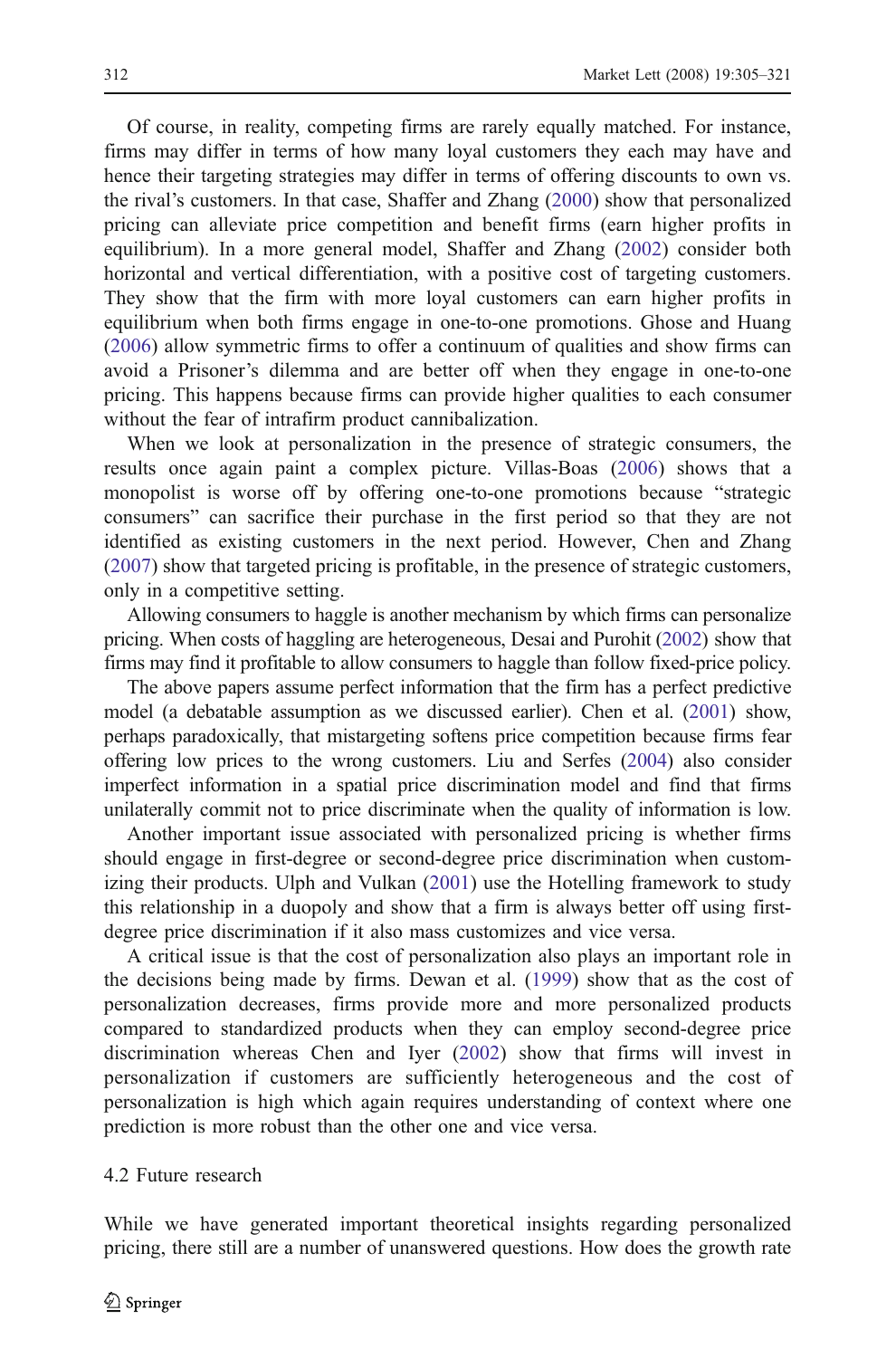Of course, in reality, competing firms are rarely equally matched. For instance, firms may differ in terms of how many loyal customers they each may have and hence their targeting strategies may differ in terms of offering discounts to own vs. the rival's customers. In that case, Shaffer and Zhang (2000) show that personalized pricing can alleviate price competition and benefit firms (earn higher profits in equilibrium). In a more general model, Shaffer and Zhang (2002) consider both horizontal and vertical differentiation, with a positive cost of targeting customers. They show that the firm with more loyal customers can earn higher profits in equilibrium when both firms engage in one-to-one promotions. Ghose and Huang (2006) allow symmetric firms to offer a continuum of qualities and show firms can avoid a Prisoner's dilemma and are better off when they engage in one-to-one pricing. This happens because firms can provide higher qualities to each consumer without the fear of intrafirm product cannibalization.

When we look at personalization in the presence of strategic consumers, the results once again paint a complex picture. Villas-Boas (2006) shows that a monopolist is worse off by offering one-to-one promotions because "strategic consumers" can sacrifice their purchase in the first period so that they are not identified as existing customers in the next period. However, Chen and Zhang (2007) show that targeted pricing is profitable, in the presence of strategic customers, only in a competitive setting.

Allowing consumers to haggle is another mechanism by which firms can personalize pricing. When costs of haggling are heterogeneous, Desai and Purohit (2002) show that firms may find it profitable to allow consumers to haggle than follow fixed-price policy.

The above papers assume perfect information that the firm has a perfect predictive model (a debatable assumption as we discussed earlier). Chen et al. (2001) show, perhaps paradoxically, that mistargeting softens price competition because firms fear offering low prices to the wrong customers. Liu and Serfes (2004) also consider imperfect information in a spatial price discrimination model and find that firms unilaterally commit not to price discriminate when the quality of information is low.

Another important issue associated with personalized pricing is whether firms should engage in first-degree or second-degree price discrimination when customizing their products. Ulph and Vulkan (2001) use the Hotelling framework to study this relationship in a duopoly and show that a firm is always better off using first-degree price discrimination if it also mass customizes and vice versa.

A critical issue is that the cost of personalization also plays an important role in the decisions being made by firms. Dewan et al. (1999) show that as the cost of personalization decreases, firms provide more and more personalized products compared to standardized products when they can employ second-degree price discrimination whereas Chen and Iyer (2002) show that firms will invest in personalization if customers are sufficiently heterogeneous and the cost of personalization is high which again requires understanding of context where one prediction is more robust than the other one and vice versa.

### 4.2 Future research

While we have generated important theoretical insights regarding personalized pricing, there still are a number of unanswered questions. How does the growth rate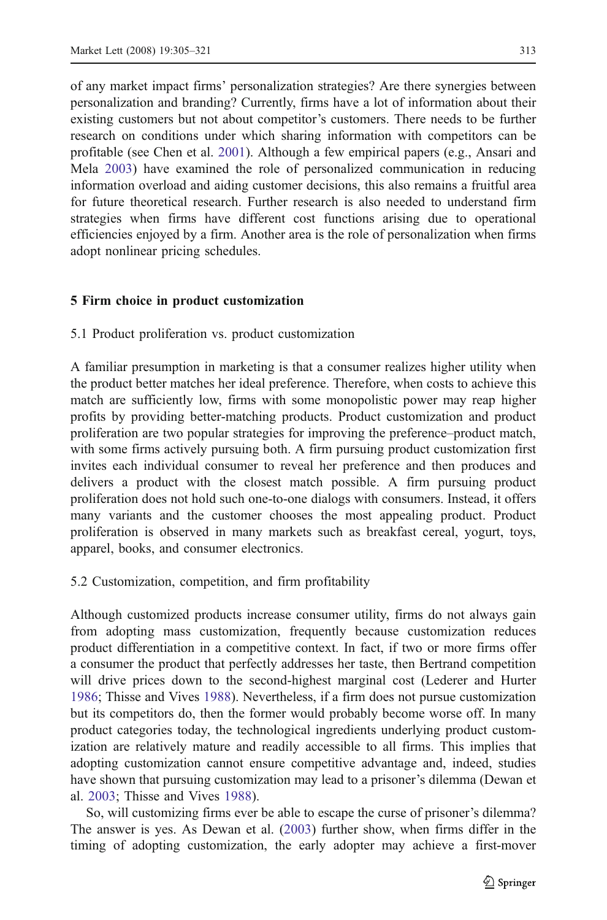of any market impact firms' personalization strategies? Are there synergies between personalization and branding? Currently, firms have a lot of information about their existing customers but not about competitor's customers. There needs to be further research on conditions under which sharing information with competitors can be profitable (see Chen et al. 2001). Although a few empirical papers (e.g., Ansari and Mela 2003) have examined the role of personalized communication in reducing information overload and aiding customer decisions, this also remains a fruitful area for future theoretical research. Further research is also needed to understand firm strategies when firms have different cost functions arising due to operational efficiencies enjoyed by a firm. Another area is the role of personalization when firms adopt nonlinear pricing schedules.

## 5 Firm choice in product customization

### 5.1 Product proliferation vs. product customization

A familiar presumption in marketing is that a consumer realizes higher utility when the product better matches her ideal preference. Therefore, when costs to achieve this match are sufficiently low, firms with some monopolistic power may reap higher profits by providing better-matching products. Product customization and product proliferation are two popular strategies for improving the preference–product match, with some firms actively pursuing both. A firm pursuing product customization first invites each individual consumer to reveal her preference and then produces and delivers a product with the closest match possible. A firm pursuing product proliferation does not hold such one-to-one dialogs with consumers. Instead, it offers many variants and the customer chooses the most appealing product. Product proliferation is observed in many markets such as breakfast cereal, yogurt, toys, apparel, books, and consumer electronics.

### 5.2 Customization, competition, and firm profitability

Although customized products increase consumer utility, firms do not always gain from adopting mass customization, frequently because customization reduces product differentiation in a competitive context. In fact, if two or more firms offer a consumer the product that perfectly addresses her taste, then Bertrand competition will drive prices down to the second-highest marginal cost (Lederer and Hurter 1986; Thisse and Vives 1988). Nevertheless, if a firm does not pursue customization but its competitors do, then the former would probably become worse off. In many product categories today, the technological ingredients underlying product customization are relatively mature and readily accessible to all firms. This implies that adopting customization cannot ensure competitive advantage and, indeed, studies have shown that pursuing customization may lead to a prisoner's dilemma (Dewan et al. 2003; Thisse and Vives 1988).

So, will customizing firms ever be able to escape the curse of prisoner's dilemma? The answer is yes. As Dewan et al. (2003) further show, when firms differ in the timing of adopting customization, the early adopter may achieve a first-mover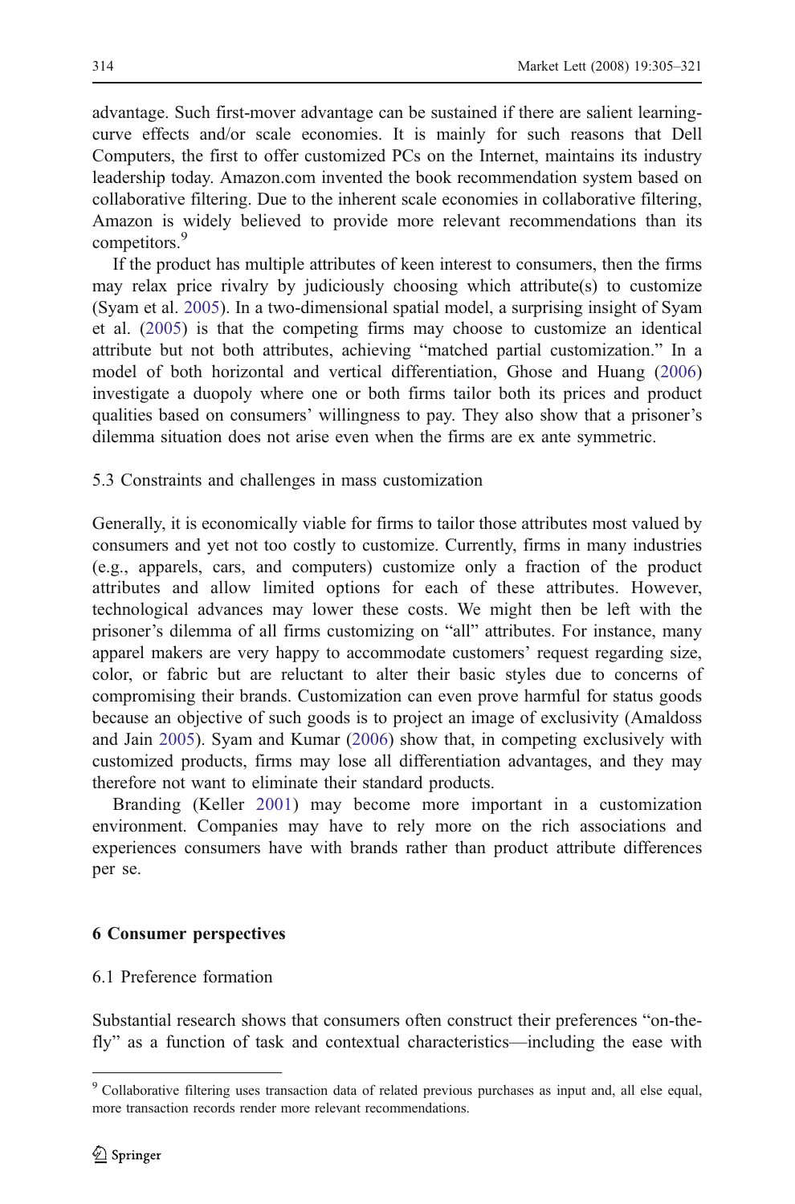advantage. Such first-mover advantage can be sustained if there are salient learning-curve effects and/or scale economies. It is mainly for such reasons that Dell Computers, the first to offer customized PCs on the Internet, maintains its industry leadership today. Amazon.com invented the book recommendation system based on collaborative filtering. Due to the inherent scale economies in collaborative filtering, Amazon is widely believed to provide more relevant recommendations than its competitors.[9]

If the product has multiple attributes of keen interest to consumers, then the firms may relax price rivalry by judiciously choosing which attribute(s) to customize (Syam et al. 2005). In a two-dimensional spatial model, a surprising insight of Syam et al. (2005) is that the competing firms may choose to customize an identical attribute but not both attributes, achieving "matched partial customization." In a model of both horizontal and vertical differentiation, Ghose and Huang (2006) investigate a duopoly where one or both firms tailor both its prices and product qualities based on consumers' willingness to pay. They also show that a prisoner's dilemma situation does not arise even when the firms are ex ante symmetric.

### 5.3 Constraints and challenges in mass customization

Generally, it is economically viable for firms to tailor those attributes most valued by consumers and yet not too costly to customize. Currently, firms in many industries (e.g., apparels, cars, and computers) customize only a fraction of the product attributes and allow limited options for each of these attributes. However, technological advances may lower these costs. We might then be left with the prisoner's dilemma of all firms customizing on "all" attributes. For instance, many apparel makers are very happy to accommodate customers' request regarding size, color, or fabric but are reluctant to alter their basic styles due to concerns of compromising their brands. Customization can even prove harmful for status goods because an objective of such goods is to project an image of exclusivity (Amaldoss and Jain 2005). Syam and Kumar (2006) show that, in competing exclusively with customized products, firms may lose all differentiation advantages, and they may therefore not want to eliminate their standard products.

Branding (Keller 2001) may become more important in a customization environment. Companies may have to rely more on the rich associations and experiences consumers have with brands rather than product attribute differences per se.

## 6 Consumer perspectives

### 6.1 Preference formation

Substantial research shows that consumers often construct their preferences "on-the-fly" as a function of task and contextual characteristics—including the ease with

[9] Collaborative filtering uses transaction data of related previous purchases as input and, all else equal, more transaction records render more relevant recommendations.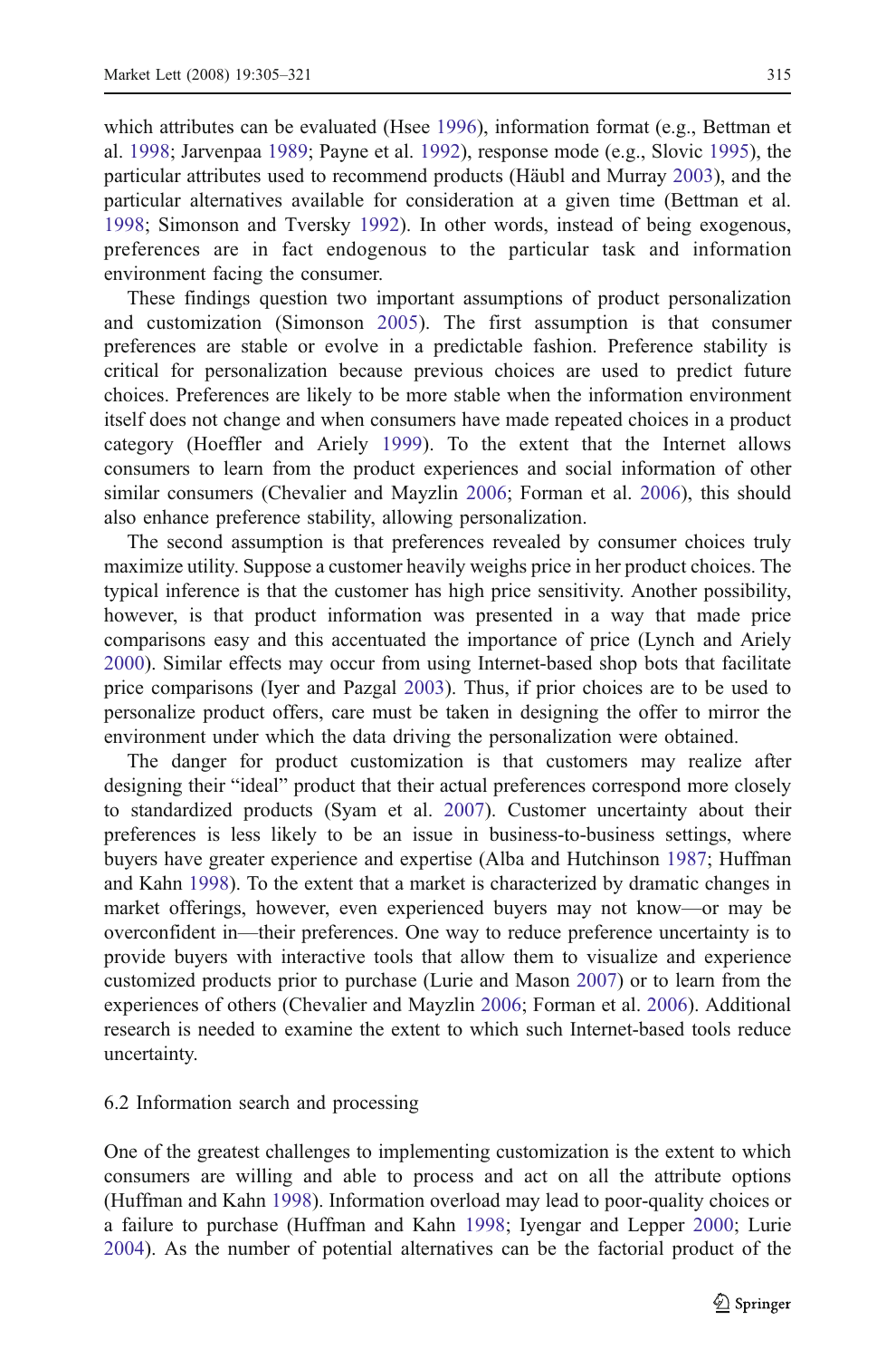which attributes can be evaluated (Hsee 1996), information format (e.g., Bettman et al. 1998; Jarvenpaa 1989; Payne et al. 1992), response mode (e.g., Slovic 1995), the particular attributes used to recommend products (Häubl and Murray 2003), and the particular alternatives available for consideration at a given time (Bettman et al. 1998; Simonson and Tversky 1992). In other words, instead of being exogenous, preferences are in fact endogenous to the particular task and information environment facing the consumer.

These findings question two important assumptions of product personalization and customization (Simonson 2005). The first assumption is that consumer preferences are stable or evolve in a predictable fashion. Preference stability is critical for personalization because previous choices are used to predict future choices. Preferences are likely to be more stable when the information environment itself does not change and when consumers have made repeated choices in a product category (Hoeffler and Ariely 1999). To the extent that the Internet allows consumers to learn from the product experiences and social information of other similar consumers (Chevalier and Mayzlin 2006; Forman et al. 2006), this should also enhance preference stability, allowing personalization.

The second assumption is that preferences revealed by consumer choices truly maximize utility. Suppose a customer heavily weighs price in her product choices. The typical inference is that the customer has high price sensitivity. Another possibility, however, is that product information was presented in a way that made price comparisons easy and this accentuated the importance of price (Lynch and Ariely 2000). Similar effects may occur from using Internet-based shop bots that facilitate price comparisons (Iyer and Pazgal 2003). Thus, if prior choices are to be used to personalize product offers, care must be taken in designing the offer to mirror the environment under which the data driving the personalization were obtained.

The danger for product customization is that customers may realize after designing their "ideal" product that their actual preferences correspond more closely to standardized products (Syam et al. 2007). Customer uncertainty about their preferences is less likely to be an issue in business-to-business settings, where buyers have greater experience and expertise (Alba and Hutchinson 1987; Huffman and Kahn 1998). To the extent that a market is characterized by dramatic changes in market offerings, however, even experienced buyers may not know—or may be overconfident in—their preferences. One way to reduce preference uncertainty is to provide buyers with interactive tools that allow them to visualize and experience customized products prior to purchase (Lurie and Mason 2007) or to learn from the experiences of others (Chevalier and Mayzlin 2006; Forman et al. 2006). Additional research is needed to examine the extent to which such Internet-based tools reduce uncertainty.

### 6.2 Information search and processing

One of the greatest challenges to implementing customization is the extent to which consumers are willing and able to process and act on all the attribute options (Huffman and Kahn 1998). Information overload may lead to poor-quality choices or a failure to purchase (Huffman and Kahn 1998; Iyengar and Lepper 2000; Lurie 2004). As the number of potential alternatives can be the factorial product of the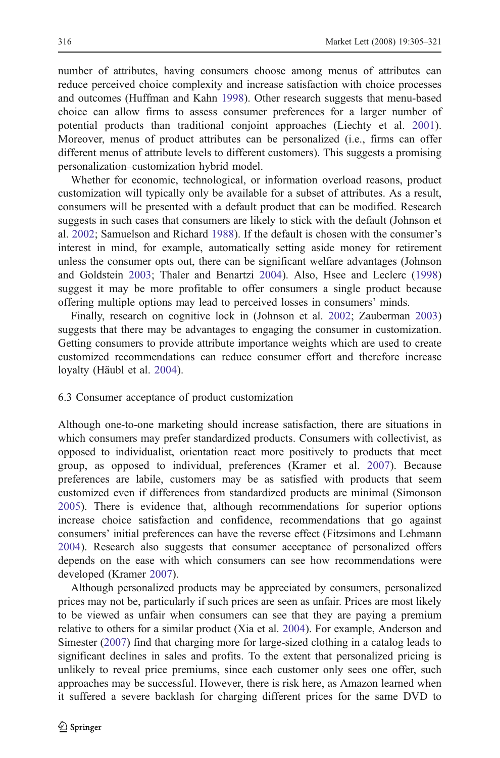number of attributes, having consumers choose among menus of attributes can reduce perceived choice complexity and increase satisfaction with choice processes and outcomes (Huffman and Kahn 1998). Other research suggests that menu-based choice can allow firms to assess consumer preferences for a larger number of potential products than traditional conjoint approaches (Liechty et al. 2001). Moreover, menus of product attributes can be personalized (i.e., firms can offer different menus of attribute levels to different customers). This suggests a promising personalization–customization hybrid model.

Whether for economic, technological, or information overload reasons, product customization will typically only be available for a subset of attributes. As a result, consumers will be presented with a default product that can be modified. Research suggests in such cases that consumers are likely to stick with the default (Johnson et al. 2002; Samuelson and Richard 1988). If the default is chosen with the consumer's interest in mind, for example, automatically setting aside money for retirement unless the consumer opts out, there can be significant welfare advantages (Johnson and Goldstein 2003; Thaler and Benartzi 2004). Also, Hsee and Leclerc (1998) suggest it may be more profitable to offer consumers a single product because offering multiple options may lead to perceived losses in consumers' minds.

Finally, research on cognitive lock in (Johnson et al. 2002; Zauberman 2003) suggests that there may be advantages to engaging the consumer in customization. Getting consumers to provide attribute importance weights which are used to create customized recommendations can reduce consumer effort and therefore increase loyalty (Häubl et al. 2004).

### 6.3 Consumer acceptance of product customization

Although one-to-one marketing should increase satisfaction, there are situations in which consumers may prefer standardized products. Consumers with collectivist, as opposed to individualist, orientation react more positively to products that meet group, as opposed to individual, preferences (Kramer et al. 2007). Because preferences are labile, customers may be as satisfied with products that seem customized even if differences from standardized products are minimal (Simonson 2005). There is evidence that, although recommendations for superior options increase choice satisfaction and confidence, recommendations that go against consumers' initial preferences can have the reverse effect (Fitzsimons and Lehmann 2004). Research also suggests that consumer acceptance of personalized offers depends on the ease with which consumers can see how recommendations were developed (Kramer 2007).

Although personalized products may be appreciated by consumers, personalized prices may not be, particularly if such prices are seen as unfair. Prices are most likely to be viewed as unfair when consumers can see that they are paying a premium relative to others for a similar product (Xia et al. 2004). For example, Anderson and Simester (2007) find that charging more for large-sized clothing in a catalog leads to significant declines in sales and profits. To the extent that personalized pricing is unlikely to reveal price premiums, since each customer only sees one offer, such approaches may be successful. However, there is risk here, as Amazon learned when it suffered a severe backlash for charging different prices for the same DVD to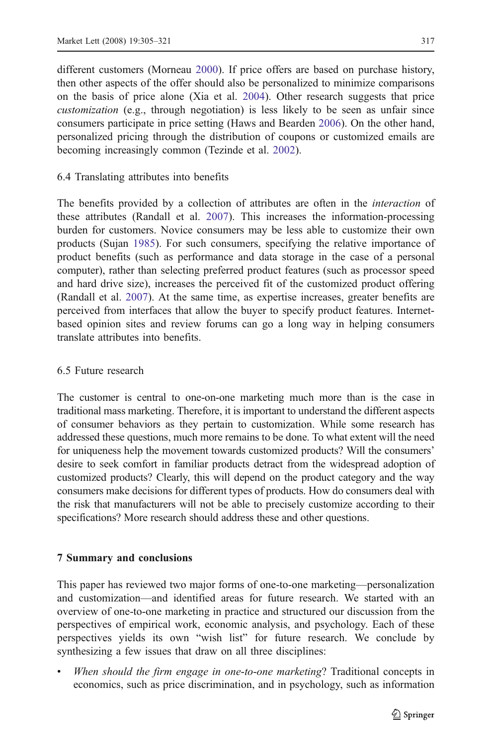different customers (Morneau 2000). If price offers are based on purchase history, then other aspects of the offer should also be personalized to minimize comparisons on the basis of price alone (Xia et al. 2004). Other research suggests that price *customization* (e.g., through negotiation) is less likely to be seen as unfair since consumers participate in price setting (Haws and Bearden 2006). On the other hand, personalized pricing through the distribution of coupons or customized emails are becoming increasingly common (Tezinde et al. 2002).

### 6.4 Translating attributes into benefits

The benefits provided by a collection of attributes are often in the *interaction* of these attributes (Randall et al. 2007). This increases the information-processing burden for customers. Novice consumers may be less able to customize their own products (Sujan 1985). For such consumers, specifying the relative importance of product benefits (such as performance and data storage in the case of a personal computer), rather than selecting preferred product features (such as processor speed and hard drive size), increases the perceived fit of the customized product offering (Randall et al. 2007). At the same time, as expertise increases, greater benefits are perceived from interfaces that allow the buyer to specify product features. Internet-based opinion sites and review forums can go a long way in helping consumers translate attributes into benefits.

### 6.5 Future research

The customer is central to one-on-one marketing much more than is the case in traditional mass marketing. Therefore, it is important to understand the different aspects of consumer behaviors as they pertain to customization. While some research has addressed these questions, much more remains to be done. To what extent will the need for uniqueness help the movement towards customized products? Will the consumers' desire to seek comfort in familiar products detract from the widespread adoption of customized products? Clearly, this will depend on the product category and the way consumers make decisions for different types of products. How do consumers deal with the risk that manufacturers will not be able to precisely customize according to their specifications? More research should address these and other questions.

## 7 Summary and conclusions

This paper has reviewed two major forms of one-to-one marketing—personalization and customization—and identified areas for future research. We started with an overview of one-to-one marketing in practice and structured our discussion from the perspectives of empirical work, economic analysis, and psychology. Each of these perspectives yields its own "wish list" for future research. We conclude by synthesizing a few issues that draw on all three disciplines:

- *When should the firm engage in one-to-one marketing*? Traditional concepts in economics, such as price discrimination, and in psychology, such as information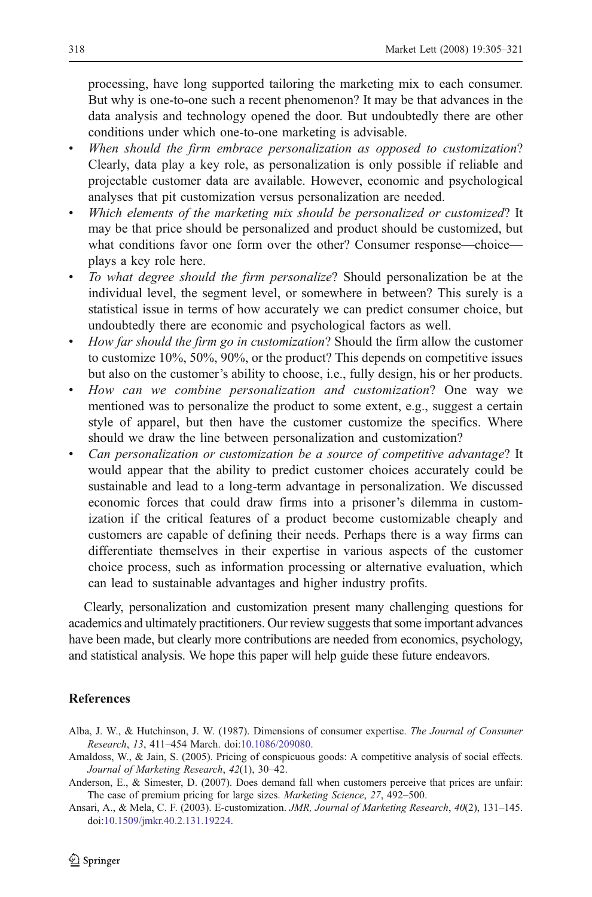processing, have long supported tailoring the marketing mix to each consumer. But why is one-to-one such a recent phenomenon? It may be that advances in the data analysis and technology opened the door. But undoubtedly there are other conditions under which one-to-one marketing is advisable.

- *When should the firm embrace personalization as opposed to customization*? Clearly, data play a key role, as personalization is only possible if reliable and projectable customer data are available. However, economic and psychological analyses that pit customization versus personalization are needed.
- *Which elements of the marketing mix should be personalized or customized*? It may be that price should be personalized and product should be customized, but what conditions favor one form over the other? Consumer response—choice—plays a key role here.
- *To what degree should the firm personalize*? Should personalization be at the individual level, the segment level, or somewhere in between? This surely is a statistical issue in terms of how accurately we can predict consumer choice, but undoubtedly there are economic and psychological factors as well.
- *How far should the firm go in customization*? Should the firm allow the customer to customize 10%, 50%, 90%, or the product? This depends on competitive issues but also on the customer's ability to choose, i.e., fully design, his or her products.
- *How can we combine personalization and customization*? One way we mentioned was to personalize the product to some extent, e.g., suggest a certain style of apparel, but then have the customer customize the specifics. Where should we draw the line between personalization and customization?
- *Can personalization or customization be a source of competitive advantage*? It would appear that the ability to predict customer choices accurately could be sustainable and lead to a long-term advantage in personalization. We discussed economic forces that could draw firms into a prisoner's dilemma in customization if the critical features of a product become customizable cheaply and customers are capable of defining their needs. Perhaps there is a way firms can differentiate themselves in their expertise in various aspects of the customer choice process, such as information processing or alternative evaluation, which can lead to sustainable advantages and higher industry profits.

Clearly, personalization and customization present many challenging questions for academics and ultimately practitioners. Our review suggests that some important advances have been made, but clearly more contributions are needed from economics, psychology, and statistical analysis. We hope this paper will help guide these future endeavors.

## References

Alba, J. W., & Hutchinson, J. W. (1987). Dimensions of consumer expertise. *The Journal of Consumer Research*, *13*, 411–454 March. doi:10.1086/209080.

Amaldoss, W., & Jain, S. (2005). Pricing of conspicuous goods: A competitive analysis of social effects. *Journal of Marketing Research*, *42*(1), 30–42.

Anderson, E., & Simester, D. (2007). Does demand fall when customers perceive that prices are unfair: The case of premium pricing for large sizes. *Marketing Science*, *27*, 492–500.

Ansari, A., & Mela, C. F. (2003). E-customization. *JMR, Journal of Marketing Research*, *40*(2), 131–145. doi:10.1509/jmkr.40.2.131.19224.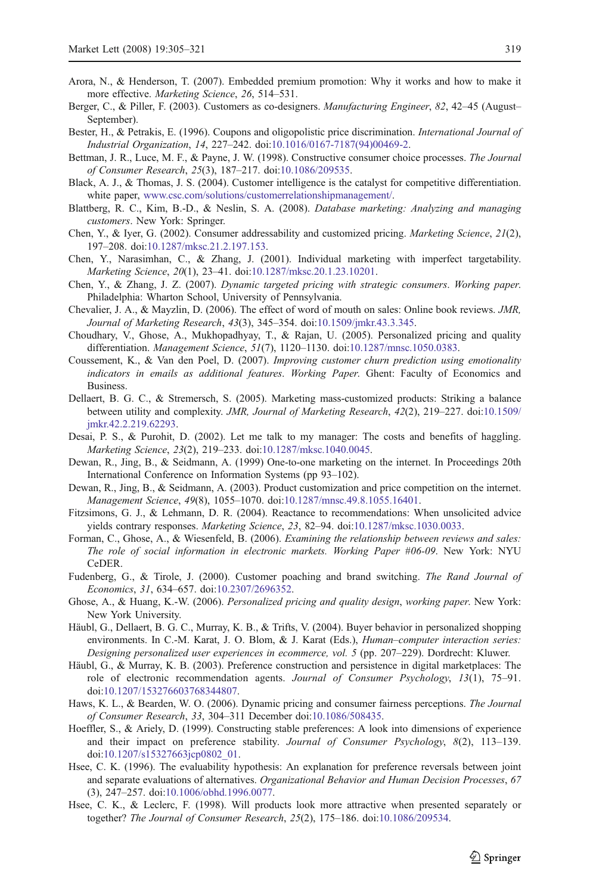Arora, N., & Henderson, T. (2007). Embedded premium promotion: Why it works and how to make it more effective. *Marketing Science*, *26*, 514–531.

Berger, C., & Piller, F. (2003). Customers as co-designers. *Manufacturing Engineer*, *82*, 42–45 (August–September).

Bester, H., & Petrakis, E. (1996). Coupons and oligopolistic price discrimination. *International Journal of Industrial Organization*, *14*, 227–242. doi:10.1016/0167-7187(94)00469-2.

Bettman, J. R., Luce, M. F., & Payne, J. W. (1998). Constructive consumer choice processes. *The Journal of Consumer Research*, *25*(3), 187–217. doi:10.1086/209535.

Black, A. J., & Thomas, J. S. (2004). Customer intelligence is the catalyst for competitive differentiation. white paper, www.csc.com/solutions/customerrelationshipmanagement/.

Blattberg, R. C., Kim, B.-D., & Neslin, S. A. (2008). *Database marketing: Analyzing and managing customers*. New York: Springer.

Chen, Y., & Iyer, G. (2002). Consumer addressability and customized pricing. *Marketing Science*, *21*(2), 197–208. doi:10.1287/mksc.21.2.197.153.

Chen, Y., Narasimhan, C., & Zhang, J. (2001). Individual marketing with imperfect targetability. *Marketing Science*, *20*(1), 23–41. doi:10.1287/mksc.20.1.23.10201.

Chen, Y., & Zhang, J. Z. (2007). *Dynamic targeted pricing with strategic consumers*. *Working paper*. Philadelphia: Wharton School, University of Pennsylvania.

Chevalier, J. A., & Mayzlin, D. (2006). The effect of word of mouth on sales: Online book reviews. *JMR, Journal of Marketing Research*, *43*(3), 345–354. doi:10.1509/jmkr.43.3.345.

Choudhary, V., Ghose, A., Mukhopadhyay, T., & Rajan, U. (2005). Personalized pricing and quality differentiation. *Management Science*, *51*(7), 1120–1130. doi:10.1287/mnsc.1050.0383.

Coussement, K., & Van den Poel, D. (2007). *Improving customer churn prediction using emotionality indicators in emails as additional features*. *Working Paper*. Ghent: Faculty of Economics and Business.

Dellaert, B. G. C., & Stremersch, S. (2005). Marketing mass-customized products: Striking a balance between utility and complexity. *JMR, Journal of Marketing Research*, *42*(2), 219–227. doi:10.1509/jmkr.42.2.219.62293.

Desai, P. S., & Purohit, D. (2002). Let me talk to my manager: The costs and benefits of haggling. *Marketing Science*, *23*(2), 219–233. doi:10.1287/mksc.1040.0045.

Dewan, R., Jing, B., & Seidmann, A. (1999) One-to-one marketing on the internet. In Proceedings 20th International Conference on Information Systems (pp 93–102).

Dewan, R., Jing, B., & Seidmann, A. (2003). Product customization and price competition on the internet. *Management Science*, *49*(8), 1055–1070. doi:10.1287/mnsc.49.8.1055.16401.

Fitzsimons, G. J., & Lehmann, D. R. (2004). Reactance to recommendations: When unsolicited advice yields contrary responses. *Marketing Science*, *23*, 82–94. doi:10.1287/mksc.1030.0033.

Forman, C., Ghose, A., & Wiesenfeld, B. (2006). *Examining the relationship between reviews and sales: The role of social information in electronic markets*. *Working Paper #06-09*. New York: NYU CeDER.

Fudenberg, G., & Tirole, J. (2000). Customer poaching and brand switching. *The Rand Journal of Economics*, *31*, 634–657. doi:10.2307/2696352.

Ghose, A., & Huang, K.-W. (2006). *Personalized pricing and quality design*, *working paper*. New York: New York University.

Häubl, G., Dellaert, B. G. C., Murray, K. B., & Trifts, V. (2004). Buyer behavior in personalized shopping environments. In C.-M. Karat, J. O. Blom, & J. Karat (Eds.), *Human–computer interaction series: Designing personalized user experiences in ecommerce, vol. 5* (pp. 207–229). Dordrecht: Kluwer.

Häubl, G., & Murray, K. B. (2003). Preference construction and persistence in digital marketplaces: The role of electronic recommendation agents. *Journal of Consumer Psychology*, *13*(1), 75–91. doi:10.1207/153276603768344807.

Haws, K. L., & Bearden, W. O. (2006). Dynamic pricing and consumer fairness perceptions. *The Journal of Consumer Research*, *33*, 304–311 December doi:10.1086/508435.

Hoeffler, S., & Ariely, D. (1999). Constructing stable preferences: A look into dimensions of experience and their impact on preference stability. *Journal of Consumer Psychology*, *8*(2), 113–139. doi:10.1207/s15327663jcp0802_01.

Hsee, C. K. (1996). The evaluability hypothesis: An explanation for preference reversals between joint and separate evaluations of alternatives. *Organizational Behavior and Human Decision Processes*, *67* (3), 247–257. doi:10.1006/obhd.1996.0077.

Hsee, C. K., & Leclerc, F. (1998). Will products look more attractive when presented separately or together? *The Journal of Consumer Research*, *25*(2), 175–186. doi:10.1086/209534.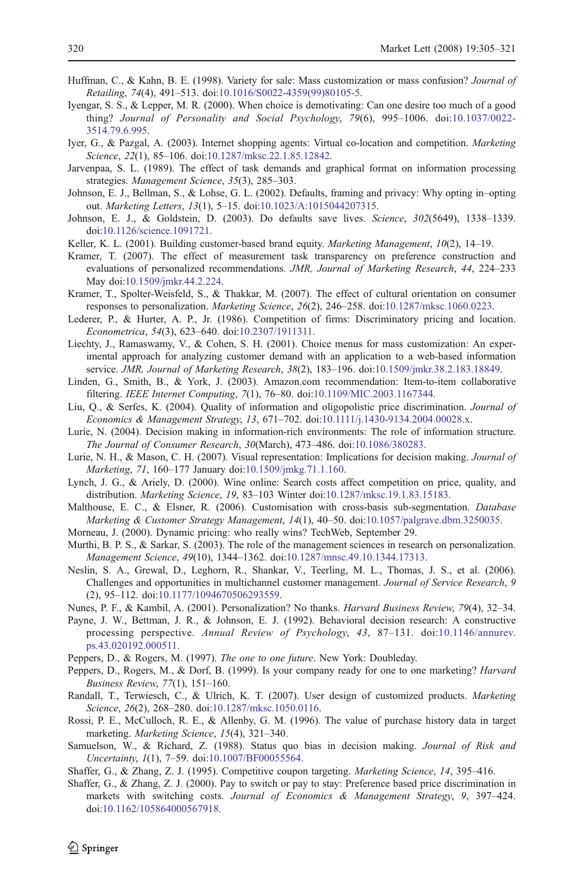Huffman, C., & Kahn, B. E. (1998). Variety for sale: Mass customization or mass confusion? *Journal of Retailing*, *74*(4), 491–513. doi:10.1016/S0022-4359(99)80105-5.

Iyengar, S. S., & Lepper, M. R. (2000). When choice is demotivating: Can one desire too much of a good thing? *Journal of Personality and Social Psychology*, *79*(6), 995–1006. doi:10.1037/0022-3514.79.6.995.

Iyer, G., & Pazgal, A. (2003). Internet shopping agents: Virtual co-location and competition. *Marketing Science*, *22*(1), 85–106. doi:10.1287/mksc.22.1.85.12842.

Jarvenpaa, S. L. (1989). The effect of task demands and graphical format on information processing strategies. *Management Science*, *35*(3), 285–303.

Johnson, E. J., Bellman, S., & Lohse, G. L. (2002). Defaults, framing and privacy: Why opting in–opting out. *Marketing Letters*, *13*(1), 5–15. doi:10.1023/A:1015044207315.

Johnson, E. J., & Goldstein, D. (2003). Do defaults save lives. *Science*, *302*(5649), 1338–1339. doi:10.1126/science.1091721.

Keller, K. L. (2001). Building customer-based brand equity. *Marketing Management*, *10*(2), 14–19.

Kramer, T. (2007). The effect of measurement task transparency on preference construction and evaluations of personalized recommendations. *JMR, Journal of Marketing Research*, *44*, 224–233 May doi:10.1509/jmkr.44.2.224.

Kramer, T., Spolter-Weisfeld, S., & Thakkar, M. (2007). The effect of cultural orientation on consumer responses to personalization. *Marketing Science*, *26*(2), 246–258. doi:10.1287/mksc.1060.0223.

Lederer, P., & Hurter, A. P., Jr. (1986). Competition of firms: Discriminatory pricing and location. *Econometrica*, *54*(3), 623–640. doi:10.2307/1911311.

Liechty, J., Ramaswamy, V., & Cohen, S. H. (2001). Choice menus for mass customization: An experimental approach for analyzing customer demand with an application to a web-based information service. *JMR, Journal of Marketing Research*, *38*(2), 183–196. doi:10.1509/jmkr.38.2.183.18849.

Linden, G., Smith, B., & York, J. (2003). Amazon.com recommendation: Item-to-item collaborative filtering. *IEEE Internet Computing*, *7*(1), 76–80. doi:10.1109/MIC.2003.1167344.

Liu, Q., & Serfes, K. (2004). Quality of information and oligopolistic price discrimination. *Journal of Economics & Management Strategy*, *13*, 671–702. doi:10.1111/j.1430-9134.2004.00028.x.

Lurie, N. (2004). Decision making in information-rich environments: The role of information structure. *The Journal of Consumer Research*, *30*(March), 473–486. doi:10.1086/380283.

Lurie, N. H., & Mason, C. H. (2007). Visual representation: Implications for decision making. *Journal of Marketing*, *71*, 160–177 January doi:10.1509/jmkg.71.1.160.

Lynch, J. G., & Ariely, D. (2000). Wine online: Search costs affect competition on price, quality, and distribution. *Marketing Science*, *19*, 83–103 Winter doi:10.1287/mksc.19.1.83.15183.

Malthouse, E. C., & Elsner, R. (2006). Customisation with cross-basis sub-segmentation. *Database Marketing & Customer Strategy Management*, *14*(1), 40–50. doi:10.1057/palgrave.dbm.3250035.

Morneau, J. (2000). Dynamic pricing: who really wins? TechWeb, September 29.

Murthi, B. P. S., & Sarkar, S. (2003). The role of the management sciences in research on personalization. *Management Science*, *49*(10), 1344–1362. doi:10.1287/mnsc.49.10.1344.17313.

Neslin, S. A., Grewal, D., Leghorn, R., Shankar, V., Teerling, M. L., Thomas, J. S., et al. (2006). Challenges and opportunities in multichannel customer management. *Journal of Service Research*, *9* (2), 95–112. doi:10.1177/1094670506293559.

Nunes, P. F., & Kambil, A. (2001). Personalization? No thanks. *Harvard Business Review*, *79*(4), 32–34.

Payne, J. W., Bettman, J. R., & Johnson, E. J. (1992). Behavioral decision research: A constructive processing perspective. *Annual Review of Psychology*, *43*, 87–131. doi:10.1146/annurev.ps.43.020192.000511.

Peppers, D., & Rogers, M. (1997). *The one to one future*. New York: Doubleday.

Peppers, D., Rogers, M., & Dorf, B. (1999). Is your company ready for one to one marketing? *Harvard Business Review*, *77*(1), 151–160.

Randall, T., Terwiesch, C., & Ulrich, K. T. (2007). User design of customized products. *Marketing Science*, *26*(2), 268–280. doi:10.1287/mksc.1050.0116.

Rossi, P. E., McCulloch, R. E., & Allenby, G. M. (1996). The value of purchase history data in target marketing. *Marketing Science*, *15*(4), 321–340.

Samuelson, W., & Richard, Z. (1988). Status quo bias in decision making. *Journal of Risk and Uncertainty*, *1*(1), 7–59. doi:10.1007/BF00055564.

Shaffer, G., & Zhang, Z. J. (1995). Competitive coupon targeting. *Marketing Science*, *14*, 395–416.

Shaffer, G., & Zhang, Z. J. (2000). Pay to switch or pay to stay: Preference based price discrimination in markets with switching costs. *Journal of Economics & Management Strategy*, *9*, 397–424. doi:10.1162/105864000567918.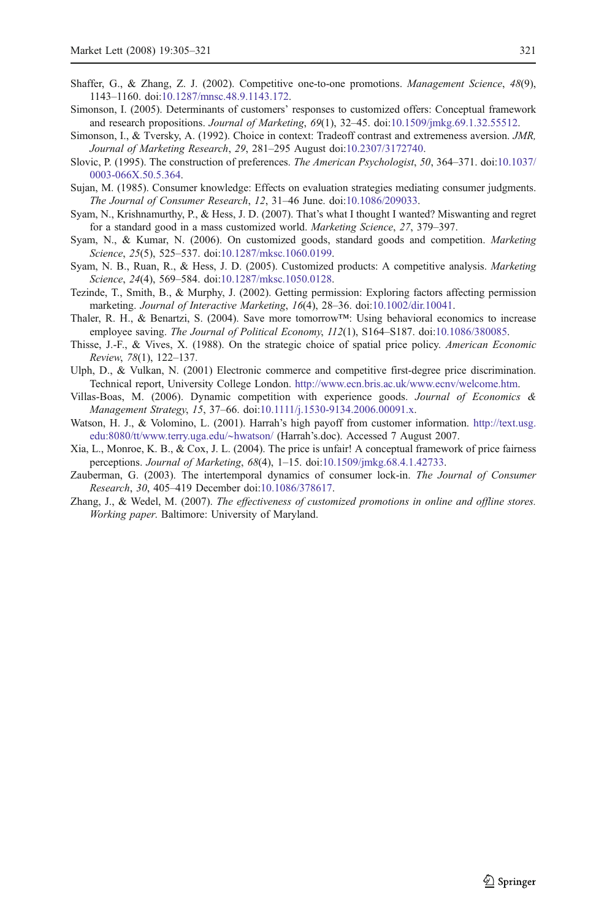Shaffer, G., & Zhang, Z. J. (2002). Competitive one-to-one promotions. *Management Science*, *48*(9), 1143–1160. doi:10.1287/mnsc.48.9.1143.172.

Simonson, I. (2005). Determinants of customers' responses to customized offers: Conceptual framework and research propositions. *Journal of Marketing*, *69*(1), 32–45. doi:10.1509/jmkg.69.1.32.55512.

Simonson, I., & Tversky, A. (1992). Choice in context: Tradeoff contrast and extremeness aversion. *JMR, Journal of Marketing Research*, *29*, 281–295 August doi:10.2307/3172740.

Slovic, P. (1995). The construction of preferences. *The American Psychologist*, *50*, 364–371. doi:10.1037/0003-066X.50.5.364.

Sujan, M. (1985). Consumer knowledge: Effects on evaluation strategies mediating consumer judgments. *The Journal of Consumer Research*, *12*, 31–46 June. doi:10.1086/209033.

Syam, N., Krishnamurthy, P., & Hess, J. D. (2007). That's what I thought I wanted? Miswanting and regret for a standard good in a mass customized world. *Marketing Science*, *27*, 379–397.

Syam, N., & Kumar, N. (2006). On customized goods, standard goods and competition. *Marketing Science*, *25*(5), 525–537. doi:10.1287/mksc.1060.0199.

Syam, N. B., Ruan, R., & Hess, J. D. (2005). Customized products: A competitive analysis. *Marketing Science*, *24*(4), 569–584. doi:10.1287/mksc.1050.0128.

Tezinde, T., Smith, B., & Murphy, J. (2002). Getting permission: Exploring factors affecting permission marketing. *Journal of Interactive Marketing*, *16*(4), 28–36. doi:10.1002/dir.10041.

Thaler, R. H., & Benartzi, S. (2004). Save more tomorrow™: Using behavioral economics to increase employee saving. *The Journal of Political Economy*, *112*(1), S164–S187. doi:10.1086/380085.

Thisse, J.-F., & Vives, X. (1988). On the strategic choice of spatial price policy. *American Economic Review*, *78*(1), 122–137.

Ulph, D., & Vulkan, N. (2001) Electronic commerce and competitive first-degree price discrimination. Technical report, University College London. http://www.ecn.bris.ac.uk/www.ecnv/welcome.htm.

Villas-Boas, M. (2006). Dynamic competition with experience goods. *Journal of Economics & Management Strategy*, *15*, 37–66. doi:10.1111/j.1530-9134.2006.00091.x.

Watson, H. J., & Volomino, L. (2001). Harrah's high payoff from customer information. http://text.usg.edu:8080/tt/www.terry.uga.edu/~hwatson/ (Harrah's.doc). Accessed 7 August 2007.

Xia, L., Monroe, K. B., & Cox, J. L. (2004). The price is unfair! A conceptual framework of price fairness perceptions. *Journal of Marketing*, *68*(4), 1–15. doi:10.1509/jmkg.68.4.1.42733.

Zauberman, G. (2003). The intertemporal dynamics of consumer lock-in. *The Journal of Consumer Research*, *30*, 405–419 December doi:10.1086/378617.

Zhang, J., & Wedel, M. (2007). *The effectiveness of customized promotions in online and offline stores. Working paper*. Baltimore: University of Maryland.